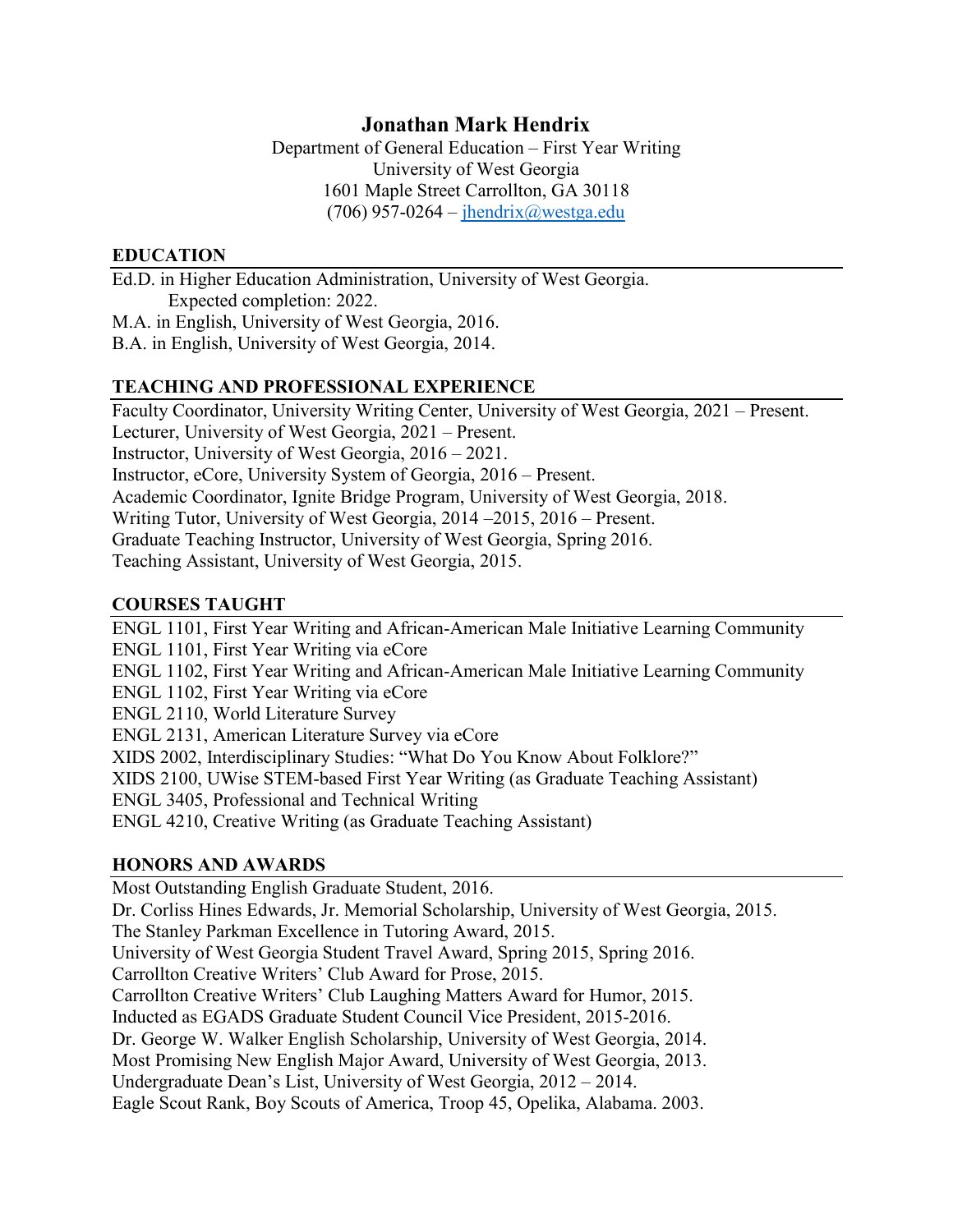# Jonathan Mark Hendrix

Department of General Education – First Year Writing
University of West Georgia
1601 Maple Street Carrollton, GA 30118
(706) 957-0264 – jhendrix@westga.edu

## EDUCATION

Ed.D. in Higher Education Administration, University of West Georgia.
Expected completion: 2022.
M.A. in English, University of West Georgia, 2016.
B.A. in English, University of West Georgia, 2014.

## TEACHING AND PROFESSIONAL EXPERIENCE

Faculty Coordinator, University Writing Center, University of West Georgia, 2021 – Present.
Lecturer, University of West Georgia, 2021 – Present.
Instructor, University of West Georgia, 2016 – 2021.
Instructor, eCore, University System of Georgia, 2016 – Present.
Academic Coordinator, Ignite Bridge Program, University of West Georgia, 2018.
Writing Tutor, University of West Georgia, 2014 –2015, 2016 – Present.
Graduate Teaching Instructor, University of West Georgia, Spring 2016.
Teaching Assistant, University of West Georgia, 2015.

## COURSES TAUGHT

ENGL 1101, First Year Writing and African-American Male Initiative Learning Community
ENGL 1101, First Year Writing via eCore
ENGL 1102, First Year Writing and African-American Male Initiative Learning Community
ENGL 1102, First Year Writing via eCore
ENGL 2110, World Literature Survey
ENGL 2131, American Literature Survey via eCore
XIDS 2002, Interdisciplinary Studies: "What Do You Know About Folklore?"
XIDS 2100, UWise STEM-based First Year Writing (as Graduate Teaching Assistant)
ENGL 3405, Professional and Technical Writing
ENGL 4210, Creative Writing (as Graduate Teaching Assistant)

## HONORS AND AWARDS

Most Outstanding English Graduate Student, 2016.
Dr. Corliss Hines Edwards, Jr. Memorial Scholarship, University of West Georgia, 2015.
The Stanley Parkman Excellence in Tutoring Award, 2015.
University of West Georgia Student Travel Award, Spring 2015, Spring 2016.
Carrollton Creative Writers' Club Award for Prose, 2015.
Carrollton Creative Writers' Club Laughing Matters Award for Humor, 2015.
Inducted as EGADS Graduate Student Council Vice President, 2015-2016.
Dr. George W. Walker English Scholarship, University of West Georgia, 2014.
Most Promising New English Major Award, University of West Georgia, 2013.
Undergraduate Dean's List, University of West Georgia, 2012 – 2014.
Eagle Scout Rank, Boy Scouts of America, Troop 45, Opelika, Alabama. 2003.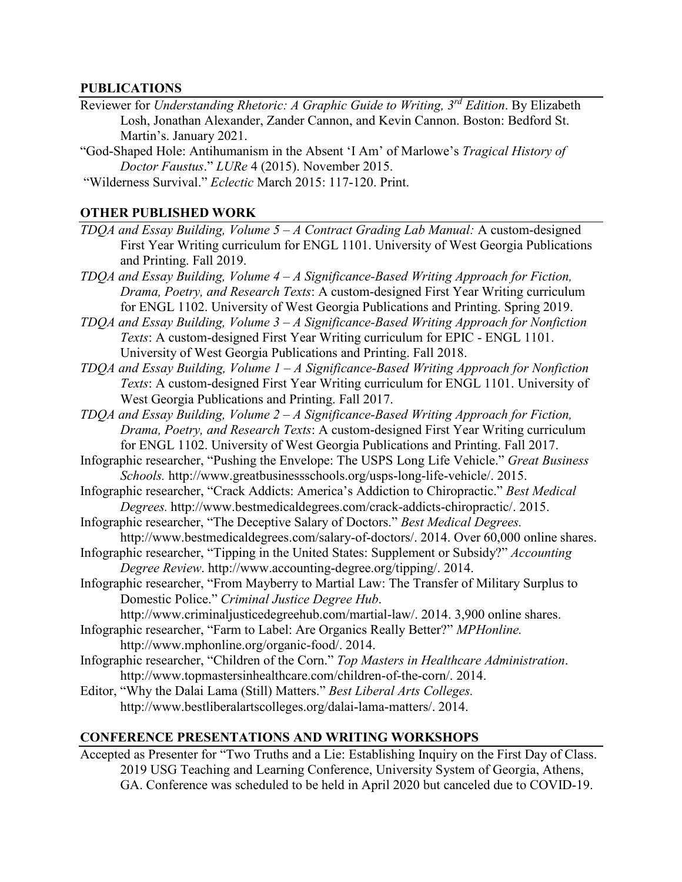## PUBLICATIONS

Reviewer for *Understanding Rhetoric: A Graphic Guide to Writing, 3rd Edition*. By Elizabeth Losh, Jonathan Alexander, Zander Cannon, and Kevin Cannon. Boston: Bedford St. Martin's. January 2021.

"God-Shaped Hole: Antihumanism in the Absent 'I Am' of Marlowe's *Tragical History of Doctor Faustus*." *LURe* 4 (2015). November 2015.

"Wilderness Survival." *Eclectic* March 2015: 117-120. Print.

## OTHER PUBLISHED WORK

*TDQA and Essay Building, Volume 5 – A Contract Grading Lab Manual:* A custom-designed First Year Writing curriculum for ENGL 1101. University of West Georgia Publications and Printing. Fall 2019.

*TDQA and Essay Building, Volume 4 – A Significance-Based Writing Approach for Fiction, Drama, Poetry, and Research Texts*: A custom-designed First Year Writing curriculum for ENGL 1102. University of West Georgia Publications and Printing. Spring 2019.

*TDQA and Essay Building, Volume 3 – A Significance-Based Writing Approach for Nonfiction Texts*: A custom-designed First Year Writing curriculum for EPIC - ENGL 1101. University of West Georgia Publications and Printing. Fall 2018.

*TDQA and Essay Building, Volume 1 – A Significance-Based Writing Approach for Nonfiction Texts*: A custom-designed First Year Writing curriculum for ENGL 1101. University of West Georgia Publications and Printing. Fall 2017.

*TDQA and Essay Building, Volume 2 – A Significance-Based Writing Approach for Fiction, Drama, Poetry, and Research Texts*: A custom-designed First Year Writing curriculum for ENGL 1102. University of West Georgia Publications and Printing. Fall 2017.

Infographic researcher, "Pushing the Envelope: The USPS Long Life Vehicle." *Great Business Schools.* http://www.greatbusinessschools.org/usps-long-life-vehicle/. 2015.

Infographic researcher, "Crack Addicts: America's Addiction to Chiropractic." *Best Medical Degrees.* http://www.bestmedicaldegrees.com/crack-addicts-chiropractic/. 2015.

Infographic researcher, "The Deceptive Salary of Doctors." *Best Medical Degrees.* http://www.bestmedicaldegrees.com/salary-of-doctors/. 2014. Over 60,000 online shares.

Infographic researcher, "Tipping in the United States: Supplement or Subsidy?" *Accounting Degree Review*. http://www.accounting-degree.org/tipping/. 2014.

Infographic researcher, "From Mayberry to Martial Law: The Transfer of Military Surplus to Domestic Police." *Criminal Justice Degree Hub*. http://www.criminaljusticedegreehub.com/martial-law/. 2014. 3,900 online shares.

Infographic researcher, "Farm to Label: Are Organics Really Better?" *MPHonline.* http://www.mphonline.org/organic-food/. 2014.

Infographic researcher, "Children of the Corn." *Top Masters in Healthcare Administration*. http://www.topmastersinhealthcare.com/children-of-the-corn/. 2014.

Editor, "Why the Dalai Lama (Still) Matters." *Best Liberal Arts Colleges.* http://www.bestliberalartscolleges.org/dalai-lama-matters/. 2014.

## CONFERENCE PRESENTATIONS AND WRITING WORKSHOPS

Accepted as Presenter for "Two Truths and a Lie: Establishing Inquiry on the First Day of Class. 2019 USG Teaching and Learning Conference, University System of Georgia, Athens, GA. Conference was scheduled to be held in April 2020 but canceled due to COVID-19.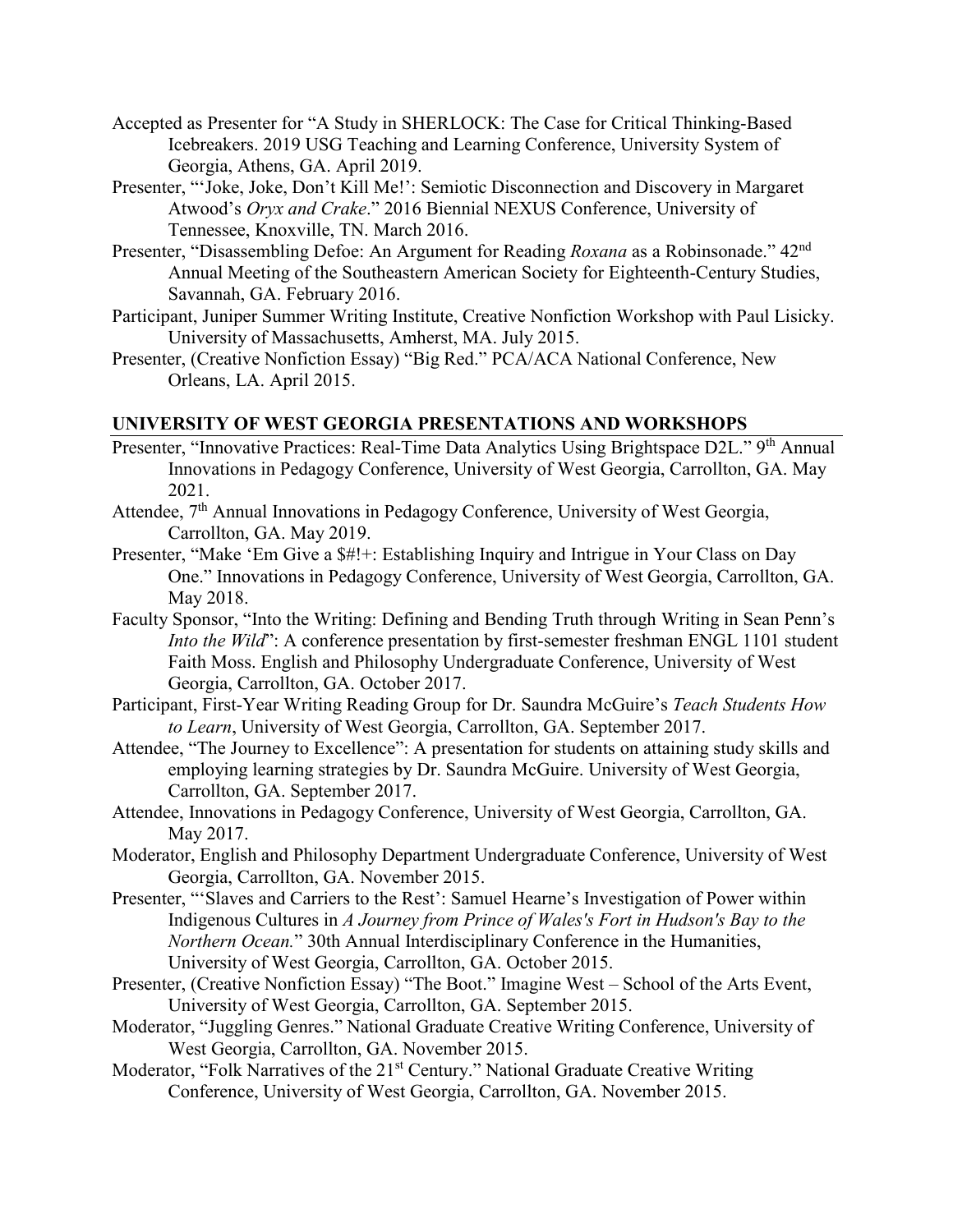Accepted as Presenter for "A Study in SHERLOCK: The Case for Critical Thinking-Based Icebreakers. 2019 USG Teaching and Learning Conference, University System of Georgia, Athens, GA. April 2019.

Presenter, "'Joke, Joke, Don't Kill Me!': Semiotic Disconnection and Discovery in Margaret Atwood's *Oryx and Crake*." 2016 Biennial NEXUS Conference, University of Tennessee, Knoxville, TN. March 2016.

Presenter, "Disassembling Defoe: An Argument for Reading *Roxana* as a Robinsonade." 42nd Annual Meeting of the Southeastern American Society for Eighteenth-Century Studies, Savannah, GA. February 2016.

Participant, Juniper Summer Writing Institute, Creative Nonfiction Workshop with Paul Lisicky. University of Massachusetts, Amherst, MA. July 2015.

Presenter, (Creative Nonfiction Essay) "Big Red." PCA/ACA National Conference, New Orleans, LA. April 2015.

## UNIVERSITY OF WEST GEORGIA PRESENTATIONS AND WORKSHOPS

Presenter, "Innovative Practices: Real-Time Data Analytics Using Brightspace D2L." 9th Annual Innovations in Pedagogy Conference, University of West Georgia, Carrollton, GA. May 2021.

Attendee, 7th Annual Innovations in Pedagogy Conference, University of West Georgia, Carrollton, GA. May 2019.

Presenter, "Make 'Em Give a $#!+: Establishing Inquiry and Intrigue in Your Class on Day One." Innovations in Pedagogy Conference, University of West Georgia, Carrollton, GA. May 2018.

Faculty Sponsor, "Into the Writing: Defining and Bending Truth through Writing in Sean Penn's *Into the Wild*": A conference presentation by first-semester freshman ENGL 1101 student Faith Moss. English and Philosophy Undergraduate Conference, University of West Georgia, Carrollton, GA. October 2017.

Participant, First-Year Writing Reading Group for Dr. Saundra McGuire's *Teach Students How to Learn*, University of West Georgia, Carrollton, GA. September 2017.

Attendee, "The Journey to Excellence": A presentation for students on attaining study skills and employing learning strategies by Dr. Saundra McGuire. University of West Georgia, Carrollton, GA. September 2017.

Attendee, Innovations in Pedagogy Conference, University of West Georgia, Carrollton, GA. May 2017.

Moderator, English and Philosophy Department Undergraduate Conference, University of West Georgia, Carrollton, GA. November 2015.

Presenter, "'Slaves and Carriers to the Rest': Samuel Hearne's Investigation of Power within Indigenous Cultures in *A Journey from Prince of Wales's Fort in Hudson's Bay to the Northern Ocean.*" 30th Annual Interdisciplinary Conference in the Humanities, University of West Georgia, Carrollton, GA. October 2015.

Presenter, (Creative Nonfiction Essay) "The Boot." Imagine West – School of the Arts Event, University of West Georgia, Carrollton, GA. September 2015.

Moderator, "Juggling Genres." National Graduate Creative Writing Conference, University of West Georgia, Carrollton, GA. November 2015.

Moderator, "Folk Narratives of the 21st Century." National Graduate Creative Writing Conference, University of West Georgia, Carrollton, GA. November 2015.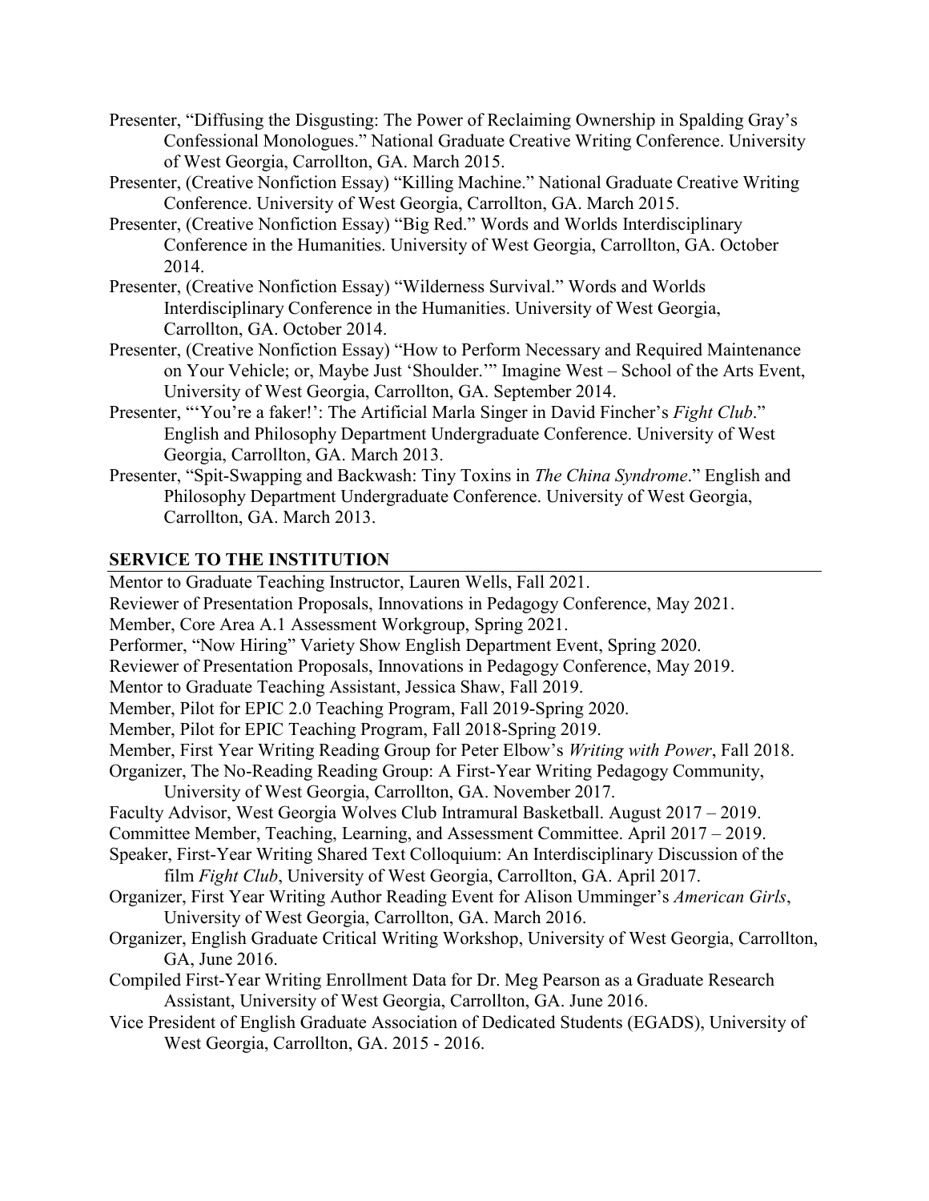Presenter, "Diffusing the Disgusting: The Power of Reclaiming Ownership in Spalding Gray's Confessional Monologues." National Graduate Creative Writing Conference. University of West Georgia, Carrollton, GA. March 2015.

Presenter, (Creative Nonfiction Essay) "Killing Machine." National Graduate Creative Writing Conference. University of West Georgia, Carrollton, GA. March 2015.

Presenter, (Creative Nonfiction Essay) "Big Red." Words and Worlds Interdisciplinary Conference in the Humanities. University of West Georgia, Carrollton, GA. October 2014.

Presenter, (Creative Nonfiction Essay) "Wilderness Survival." Words and Worlds Interdisciplinary Conference in the Humanities. University of West Georgia, Carrollton, GA. October 2014.

Presenter, (Creative Nonfiction Essay) "How to Perform Necessary and Required Maintenance on Your Vehicle; or, Maybe Just 'Shoulder.'" Imagine West – School of the Arts Event, University of West Georgia, Carrollton, GA. September 2014.

Presenter, "'You're a faker!': The Artificial Marla Singer in David Fincher's *Fight Club*." English and Philosophy Department Undergraduate Conference. University of West Georgia, Carrollton, GA. March 2013.

Presenter, "Spit-Swapping and Backwash: Tiny Toxins in *The China Syndrome*." English and Philosophy Department Undergraduate Conference. University of West Georgia, Carrollton, GA. March 2013.

## SERVICE TO THE INSTITUTION

Mentor to Graduate Teaching Instructor, Lauren Wells, Fall 2021.

Reviewer of Presentation Proposals, Innovations in Pedagogy Conference, May 2021.

Member, Core Area A.1 Assessment Workgroup, Spring 2021.

Performer, "Now Hiring" Variety Show English Department Event, Spring 2020.

Reviewer of Presentation Proposals, Innovations in Pedagogy Conference, May 2019.

Mentor to Graduate Teaching Assistant, Jessica Shaw, Fall 2019.

Member, Pilot for EPIC 2.0 Teaching Program, Fall 2019-Spring 2020.

Member, Pilot for EPIC Teaching Program, Fall 2018-Spring 2019.

Member, First Year Writing Reading Group for Peter Elbow's *Writing with Power*, Fall 2018.

Organizer, The No-Reading Reading Group: A First-Year Writing Pedagogy Community, University of West Georgia, Carrollton, GA. November 2017.

Faculty Advisor, West Georgia Wolves Club Intramural Basketball. August 2017 – 2019.

Committee Member, Teaching, Learning, and Assessment Committee. April 2017 – 2019.

Speaker, First-Year Writing Shared Text Colloquium: An Interdisciplinary Discussion of the film *Fight Club*, University of West Georgia, Carrollton, GA. April 2017.

Organizer, First Year Writing Author Reading Event for Alison Umminger's *American Girls*, University of West Georgia, Carrollton, GA. March 2016.

Organizer, English Graduate Critical Writing Workshop, University of West Georgia, Carrollton, GA, June 2016.

Compiled First-Year Writing Enrollment Data for Dr. Meg Pearson as a Graduate Research Assistant, University of West Georgia, Carrollton, GA. June 2016.

Vice President of English Graduate Association of Dedicated Students (EGADS), University of West Georgia, Carrollton, GA. 2015 - 2016.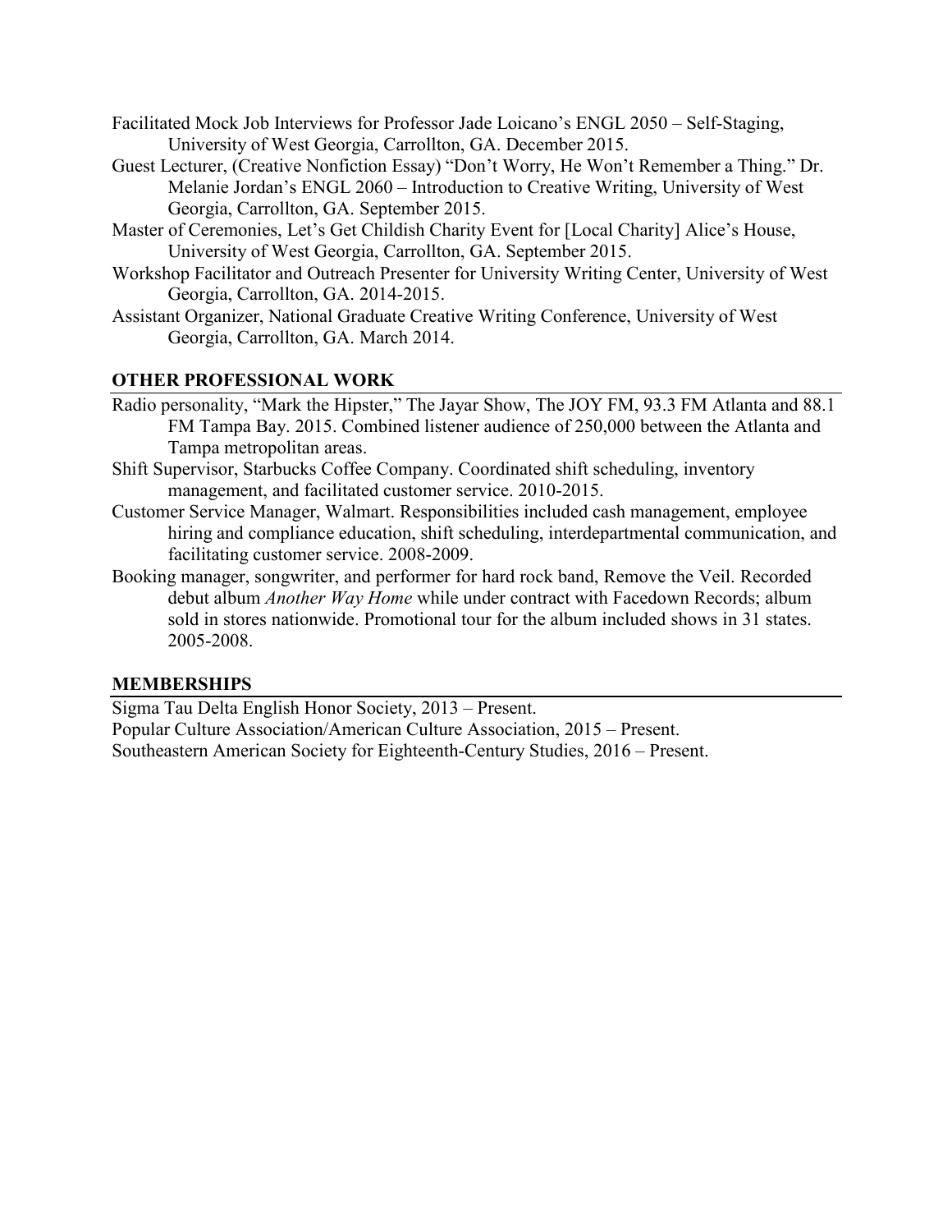Facilitated Mock Job Interviews for Professor Jade Loicano's ENGL 2050 – Self-Staging, University of West Georgia, Carrollton, GA. December 2015.

Guest Lecturer, (Creative Nonfiction Essay) "Don't Worry, He Won't Remember a Thing." Dr. Melanie Jordan's ENGL 2060 – Introduction to Creative Writing, University of West Georgia, Carrollton, GA. September 2015.

Master of Ceremonies, Let's Get Childish Charity Event for [Local Charity] Alice's House, University of West Georgia, Carrollton, GA. September 2015.

Workshop Facilitator and Outreach Presenter for University Writing Center, University of West Georgia, Carrollton, GA. 2014-2015.

Assistant Organizer, National Graduate Creative Writing Conference, University of West Georgia, Carrollton, GA. March 2014.

## OTHER PROFESSIONAL WORK

Radio personality, "Mark the Hipster," The Jayar Show, The JOY FM, 93.3 FM Atlanta and 88.1 FM Tampa Bay. 2015. Combined listener audience of 250,000 between the Atlanta and Tampa metropolitan areas.

Shift Supervisor, Starbucks Coffee Company. Coordinated shift scheduling, inventory management, and facilitated customer service. 2010-2015.

Customer Service Manager, Walmart. Responsibilities included cash management, employee hiring and compliance education, shift scheduling, interdepartmental communication, and facilitating customer service. 2008-2009.

Booking manager, songwriter, and performer for hard rock band, Remove the Veil. Recorded debut album *Another Way Home* while under contract with Facedown Records; album sold in stores nationwide. Promotional tour for the album included shows in 31 states. 2005-2008.

## MEMBERSHIPS

Sigma Tau Delta English Honor Society, 2013 – Present.

Popular Culture Association/American Culture Association, 2015 – Present.

Southeastern American Society for Eighteenth-Century Studies, 2016 – Present.